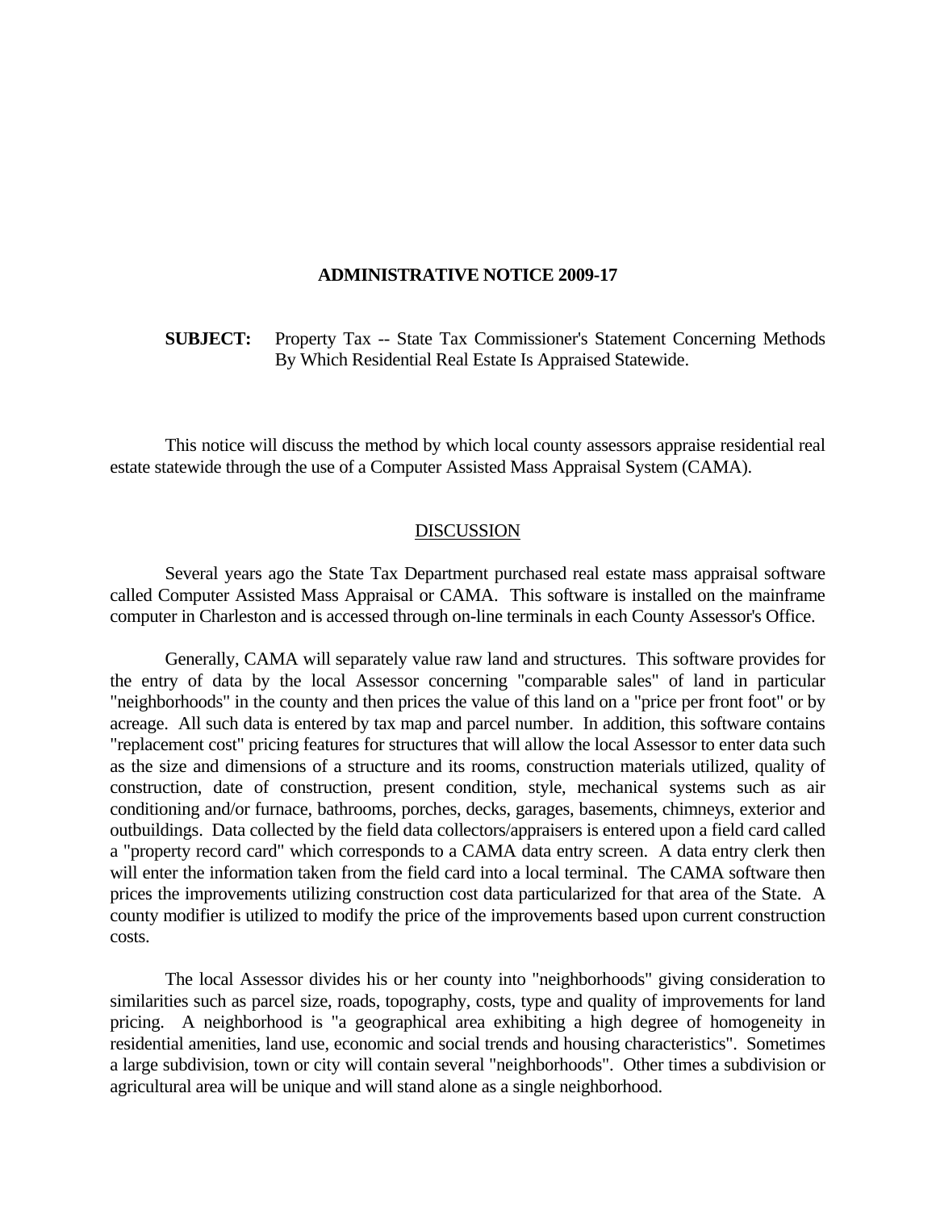# ADMINISTRATIVE NOTICE 2009-17

**SUBJECT:** Property Tax -- State Tax Commissioner's Statement Concerning Methods By Which Residential Real Estate Is Appraised Statewide.

This notice will discuss the method by which local county assessors appraise residential real estate statewide through the use of a Computer Assisted Mass Appraisal System (CAMA).

## DISCUSSION

Several years ago the State Tax Department purchased real estate mass appraisal software called Computer Assisted Mass Appraisal or CAMA. This software is installed on the mainframe computer in Charleston and is accessed through on-line terminals in each County Assessor's Office.

Generally, CAMA will separately value raw land and structures. This software provides for the entry of data by the local Assessor concerning "comparable sales" of land in particular "neighborhoods" in the county and then prices the value of this land on a "price per front foot" or by acreage. All such data is entered by tax map and parcel number. In addition, this software contains "replacement cost" pricing features for structures that will allow the local Assessor to enter data such as the size and dimensions of a structure and its rooms, construction materials utilized, quality of construction, date of construction, present condition, style, mechanical systems such as air conditioning and/or furnace, bathrooms, porches, decks, garages, basements, chimneys, exterior and outbuildings. Data collected by the field data collectors/appraisers is entered upon a field card called a "property record card" which corresponds to a CAMA data entry screen. A data entry clerk then will enter the information taken from the field card into a local terminal. The CAMA software then prices the improvements utilizing construction cost data particularized for that area of the State. A county modifier is utilized to modify the price of the improvements based upon current construction costs.

The local Assessor divides his or her county into "neighborhoods" giving consideration to similarities such as parcel size, roads, topography, costs, type and quality of improvements for land pricing. A neighborhood is "a geographical area exhibiting a high degree of homogeneity in residential amenities, land use, economic and social trends and housing characteristics". Sometimes a large subdivision, town or city will contain several "neighborhoods". Other times a subdivision or agricultural area will be unique and will stand alone as a single neighborhood.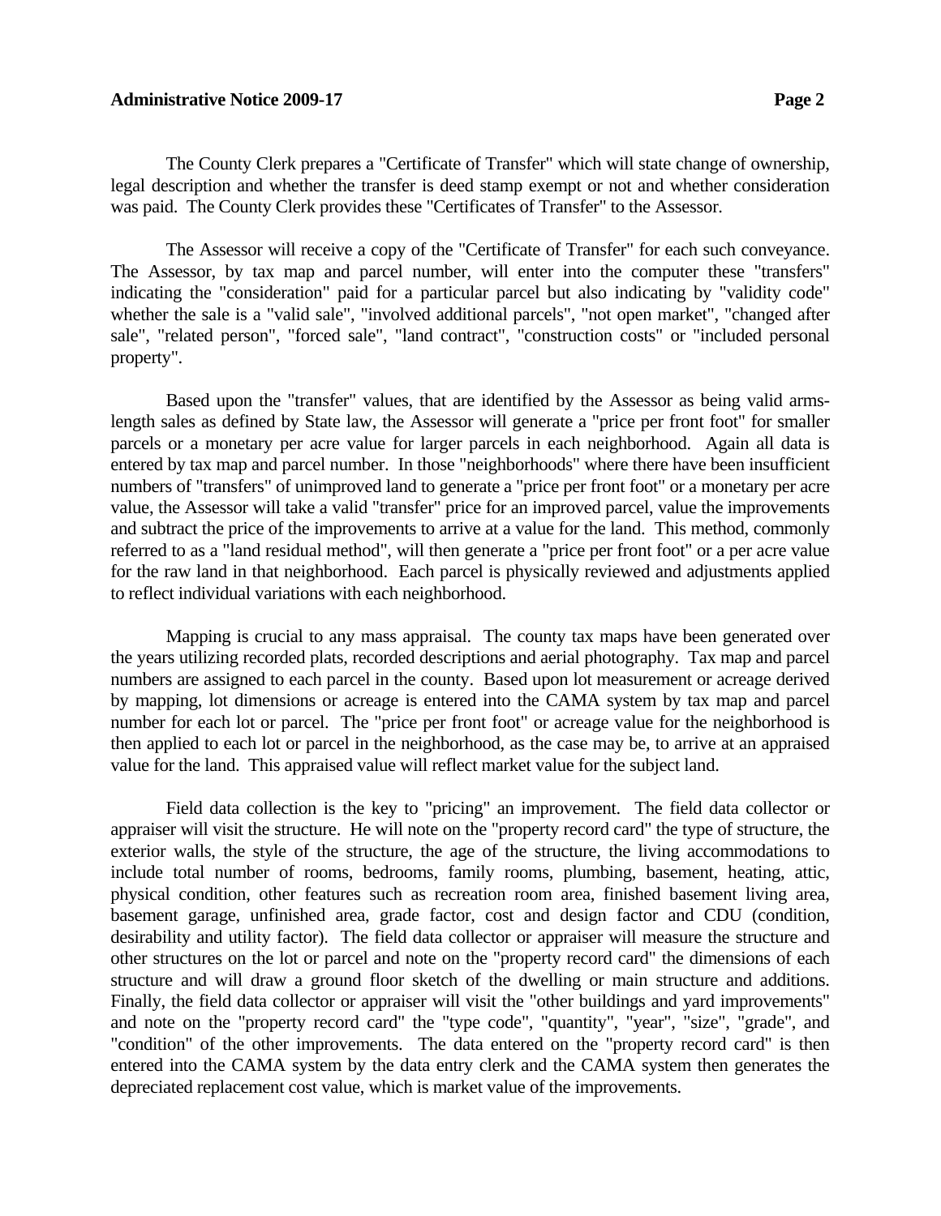The County Clerk prepares a "Certificate of Transfer" which will state change of ownership, legal description and whether the transfer is deed stamp exempt or not and whether consideration was paid. The County Clerk provides these "Certificates of Transfer" to the Assessor.

The Assessor will receive a copy of the "Certificate of Transfer" for each such conveyance. The Assessor, by tax map and parcel number, will enter into the computer these "transfers" indicating the "consideration" paid for a particular parcel but also indicating by "validity code" whether the sale is a "valid sale", "involved additional parcels", "not open market", "changed after sale", "related person", "forced sale", "land contract", "construction costs" or "included personal property".

Based upon the "transfer" values, that are identified by the Assessor as being valid arms-length sales as defined by State law, the Assessor will generate a "price per front foot" for smaller parcels or a monetary per acre value for larger parcels in each neighborhood. Again all data is entered by tax map and parcel number. In those "neighborhoods" where there have been insufficient numbers of "transfers" of unimproved land to generate a "price per front foot" or a monetary per acre value, the Assessor will take a valid "transfer" price for an improved parcel, value the improvements and subtract the price of the improvements to arrive at a value for the land. This method, commonly referred to as a "land residual method", will then generate a "price per front foot" or a per acre value for the raw land in that neighborhood. Each parcel is physically reviewed and adjustments applied to reflect individual variations with each neighborhood.

Mapping is crucial to any mass appraisal. The county tax maps have been generated over the years utilizing recorded plats, recorded descriptions and aerial photography. Tax map and parcel numbers are assigned to each parcel in the county. Based upon lot measurement or acreage derived by mapping, lot dimensions or acreage is entered into the CAMA system by tax map and parcel number for each lot or parcel. The "price per front foot" or acreage value for the neighborhood is then applied to each lot or parcel in the neighborhood, as the case may be, to arrive at an appraised value for the land. This appraised value will reflect market value for the subject land.

Field data collection is the key to "pricing" an improvement. The field data collector or appraiser will visit the structure. He will note on the "property record card" the type of structure, the exterior walls, the style of the structure, the age of the structure, the living accommodations to include total number of rooms, bedrooms, family rooms, plumbing, basement, heating, attic, physical condition, other features such as recreation room area, finished basement living area, basement garage, unfinished area, grade factor, cost and design factor and CDU (condition, desirability and utility factor). The field data collector or appraiser will measure the structure and other structures on the lot or parcel and note on the "property record card" the dimensions of each structure and will draw a ground floor sketch of the dwelling or main structure and additions. Finally, the field data collector or appraiser will visit the "other buildings and yard improvements" and note on the "property record card" the "type code", "quantity", "year", "size", "grade", and "condition" of the other improvements. The data entered on the "property record card" is then entered into the CAMA system by the data entry clerk and the CAMA system then generates the depreciated replacement cost value, which is market value of the improvements.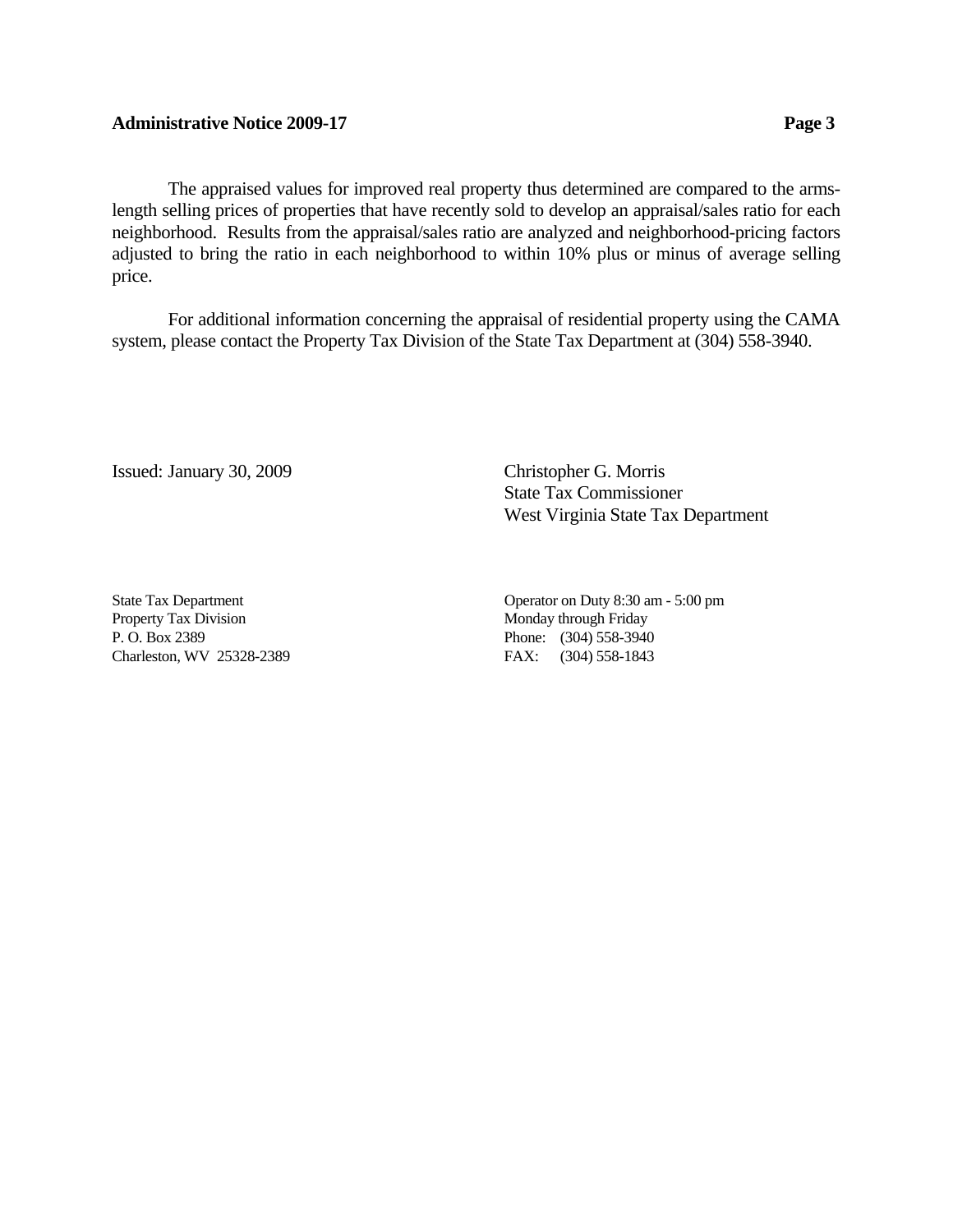The appraised values for improved real property thus determined are compared to the arms-length selling prices of properties that have recently sold to develop an appraisal/sales ratio for each neighborhood. Results from the appraisal/sales ratio are analyzed and neighborhood-pricing factors adjusted to bring the ratio in each neighborhood to within 10% plus or minus of average selling price.

For additional information concerning the appraisal of residential property using the CAMA system, please contact the Property Tax Division of the State Tax Department at (304) 558-3940.

Issued: January 30, 2009

Christopher G. Morris
State Tax Commissioner
West Virginia State Tax Department

State Tax Department
Property Tax Division
P. O. Box 2389
Charleston, WV 25328-2389

Operator on Duty 8:30 am - 5:00 pm
Monday through Friday
Phone: (304) 558-3940
FAX: (304) 558-1843